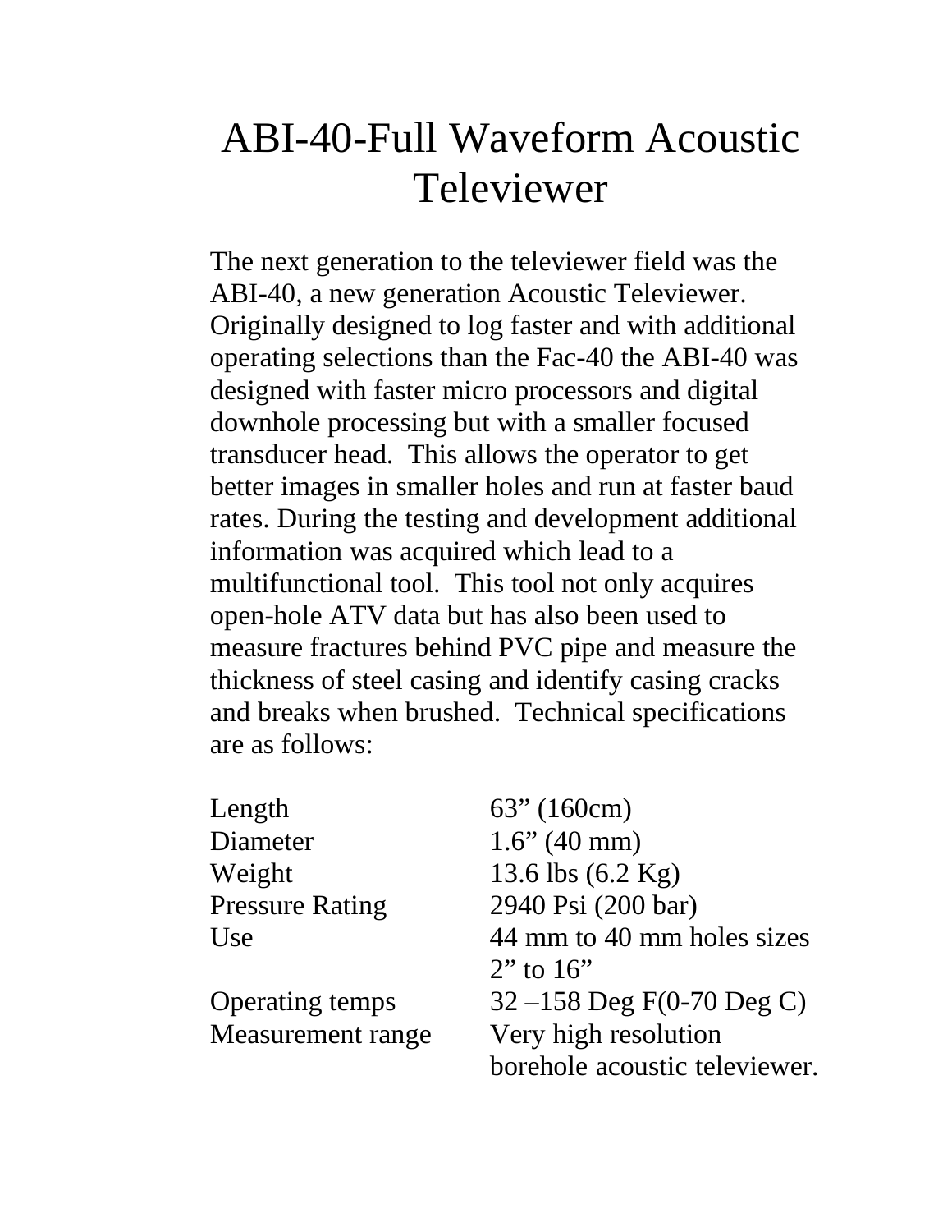# ABI-40-Full Waveform Acoustic Televiewer

The next generation to the televiewer field was the ABI-40, a new generation Acoustic Televiewer. Originally designed to log faster and with additional operating selections than the Fac-40 the ABI-40 was designed with faster micro processors and digital downhole processing but with a smaller focused transducer head. This allows the operator to get better images in smaller holes and run at faster baud rates. During the testing and development additional information was acquired which lead to a multifunctional tool. This tool not only acquires open-hole ATV data but has also been used to measure fractures behind PVC pipe and measure the thickness of steel casing and identify casing cracks and breaks when brushed. Technical specifications are as follows:

| | |
|---|---|
| Length | 63” (160cm) |
| Diameter | 1.6” (40 mm) |
| Weight | 13.6 lbs (6.2 Kg) |
| Pressure Rating | 2940 Psi (200 bar) |
| Use | 44 mm to 40 mm holes sizes 2” to 16” |
| Operating temps | 32 –158 Deg F(0-70 Deg C) |
| Measurement range | Very high resolution borehole acoustic televiewer. |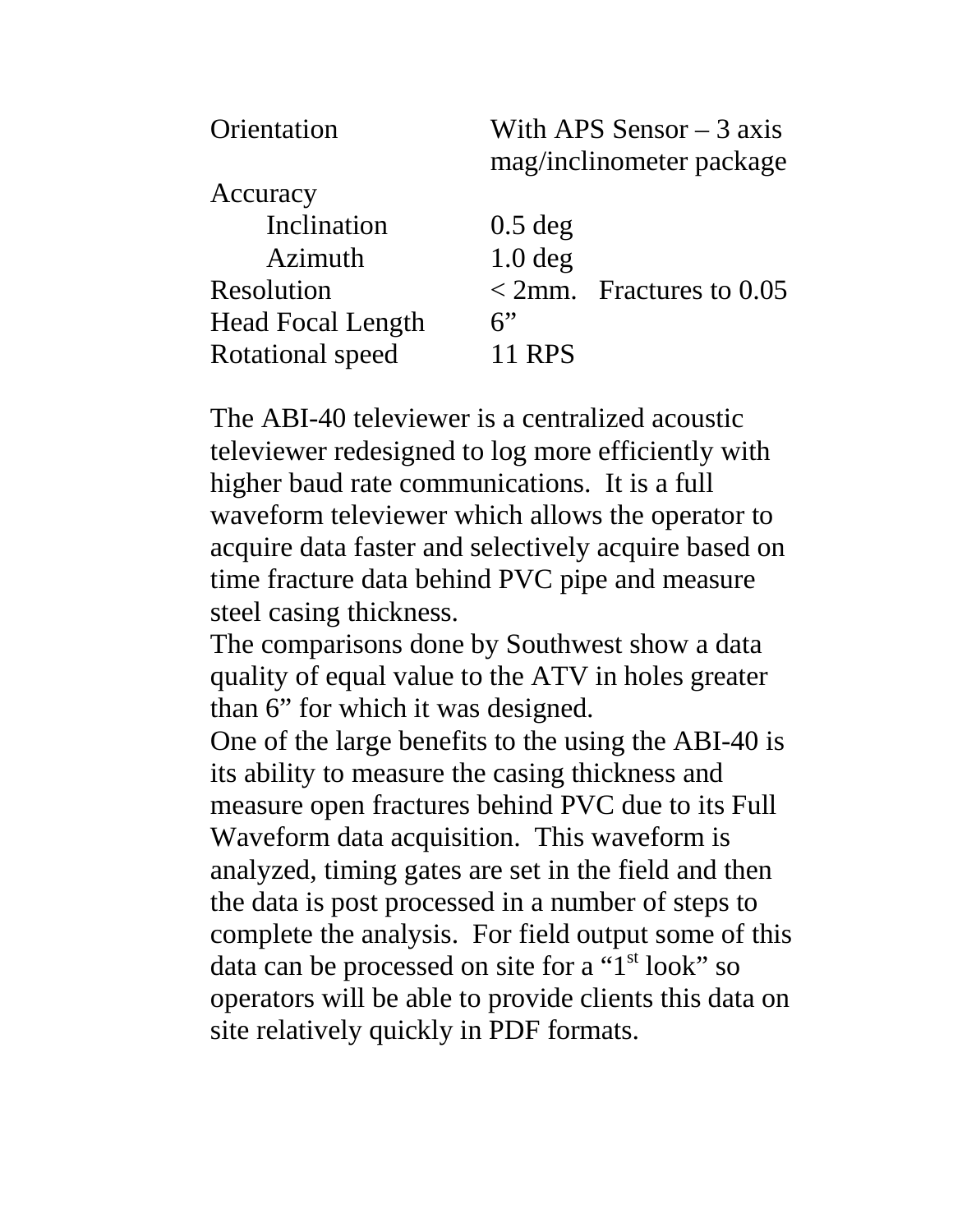| | |
|---|---|
| Orientation | With APS Sensor – 3 axis mag/inclinometer package |
| Accuracy | |
| Inclination | 0.5 deg |
| Azimuth | 1.0 deg |
| Resolution | < 2mm. Fractures to 0.05 |
| Head Focal Length | 6” |
| Rotational speed | 11 RPS |

The ABI-40 televiewer is a centralized acoustic televiewer redesigned to log more efficiently with higher baud rate communications. It is a full waveform televiewer which allows the operator to acquire data faster and selectively acquire based on time fracture data behind PVC pipe and measure steel casing thickness.

The comparisons done by Southwest show a data quality of equal value to the ATV in holes greater than 6” for which it was designed.

One of the large benefits to the using the ABI-40 is its ability to measure the casing thickness and measure open fractures behind PVC due to its Full Waveform data acquisition. This waveform is analyzed, timing gates are set in the field and then the data is post processed in a number of steps to complete the analysis. For field output some of this data can be processed on site for a “1st look” so operators will be able to provide clients this data on site relatively quickly in PDF formats.